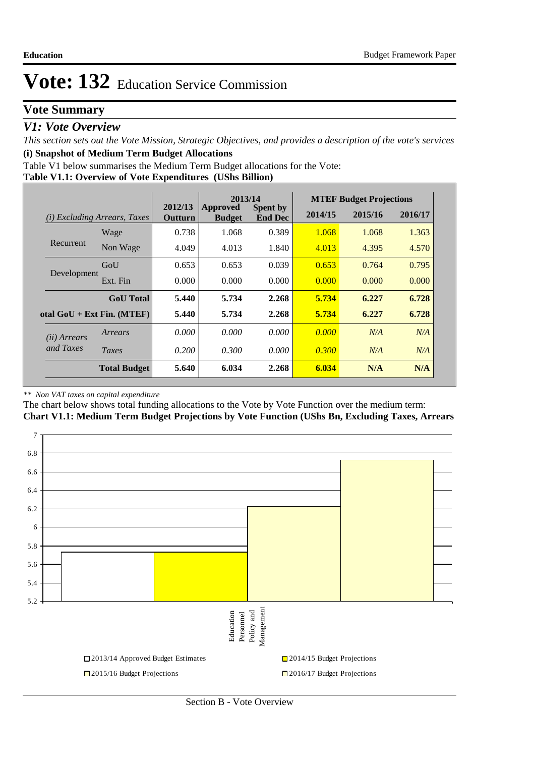# Vote: 132 Education Service Commission

## Vote Summary

### *V1: Vote Overview*

*This section sets out the Vote Mission, Strategic Objectives, and provides a description of the vote's services*

**(i) Snapshot of Medium Term Budget Allocations**

Table V1 below summarises the Medium Term Budget allocations for the Vote:

**Table V1.1: Overview of Vote Expenditures (UShs Billion)**

| *(i) Excluding Arrears, Taxes* | | 2012/13 Outturn | 2013/14 Approved Budget | 2013/14 Spent by End Dec | MTEF Budget Projections 2014/15 | 2015/16 | 2016/17 |
|---|---|---|---|---|---|---|---|
| Recurrent | Wage | 0.738 | 1.068 | 0.389 | 1.068 | 1.068 | 1.363 |
| | Non Wage | 4.049 | 4.013 | 1.840 | 4.013 | 4.395 | 4.570 |
| Development | GoU | 0.653 | 0.653 | 0.039 | 0.653 | 0.764 | 0.795 |
| | Ext. Fin | 0.000 | 0.000 | 0.000 | 0.000 | 0.000 | 0.000 |
| | **GoU Total** | **5.440** | **5.734** | **2.268** | **5.734** | **6.227** | **6.728** |
| **Total GoU + Ext Fin. (MTEF)** | | **5.440** | **5.734** | **2.268** | **5.734** | **6.227** | **6.728** |
| *(ii) Arrears and Taxes* | *Arrears* | *0.000* | *0.000* | *0.000* | *0.000* | *N/A* | *N/A* |
| | *Taxes* | *0.200* | *0.300* | *0.000* | *0.300* | *N/A* | *N/A* |
| | **Total Budget** | **5.640** | **6.034** | **2.268** | **6.034** | **N/A** | **N/A** |

*\*\* Non VAT taxes on capital expenditure*

The chart below shows total funding allocations to the Vote by Vote Function over the medium term:

**Chart V1.1: Medium Term Budget Projections by Vote Function (UShs Bn, Excluding Taxes, Arrears**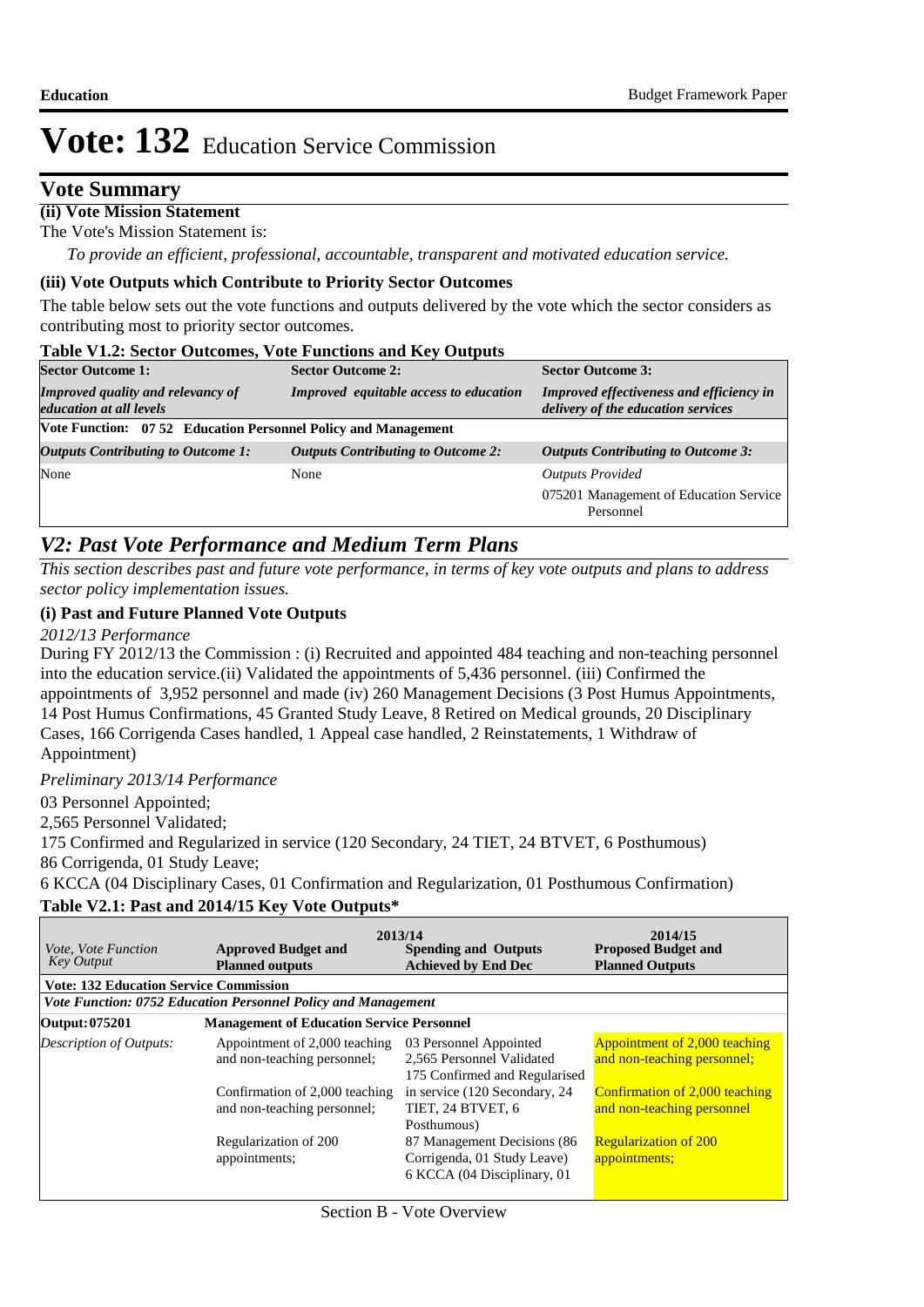# Vote: 132 Education Service Commission

## Vote Summary

**(ii) Vote Mission Statement**

The Vote's Mission Statement is:

*To provide an efficient, professional, accountable, transparent and motivated education service.*

**(iii) Vote Outputs which Contribute to Priority Sector Outcomes**

The table below sets out the vote functions and outputs delivered by the vote which the sector considers as contributing most to priority sector outcomes.

**Table V1.2: Sector Outcomes, Vote Functions and Key Outputs**

| Sector Outcome 1: | Sector Outcome 2: | Sector Outcome 3: |
|---|---|---|
| ***Improved quality and relevancy of education at all levels*** | ***Improved equitable access to education*** | ***Improved effectiveness and efficiency in delivery of the education services*** |
| **Vote Function: 07 52 Education Personnel Policy and Management** | | |
| ***Outputs Contributing to Outcome 1:*** | ***Outputs Contributing to Outcome 2:*** | ***Outputs Contributing to Outcome 3:*** |
| None | None | *Outputs Provided*<br>075201 Management of Education Service Personnel |

## *V2: Past Vote Performance and Medium Term Plans*

*This section describes past and future vote performance, in terms of key vote outputs and plans to address sector policy implementation issues.*

**(i) Past and Future Planned Vote Outputs**

*2012/13 Performance*

During FY 2012/13 the Commission : (i) Recruited and appointed 484 teaching and non-teaching personnel into the education service.(ii) Validated the appointments of 5,436 personnel. (iii) Confirmed the appointments of 3,952 personnel and made (iv) 260 Management Decisions (3 Post Humus Appointments, 14 Post Humus Confirmations, 45 Granted Study Leave, 8 Retired on Medical grounds, 20 Disciplinary Cases, 166 Corrigenda Cases handled, 1 Appeal case handled, 2 Reinstatements, 1 Withdraw of Appointment)

*Preliminary 2013/14 Performance*

03 Personnel Appointed;
2,565 Personnel Validated;
175 Confirmed and Regularized in service (120 Secondary, 24 TIET, 24 BTVET, 6 Posthumous)
86 Corrigenda, 01 Study Leave;
6 KCCA (04 Disciplinary Cases, 01 Confirmation and Regularization, 01 Posthumous Confirmation)

**Table V2.1: Past and 2014/15 Key Vote Outputs***

| *Vote, Vote Function Key Output* | 2013/14<br>**Approved Budget and Planned outputs** | **Spending and Outputs Achieved by End Dec** | 2014/15<br>**Proposed Budget and Planned Outputs** |
|---|---|---|---|
| **Vote: 132 Education Service Commission** | | | |
| ***Vote Function: 0752 Education Personnel Policy and Management*** | | | |
| **Output: 075201** | **Management of Education Service Personnel** | | |
| *Description of Outputs:* | Appointment of 2,000 teaching and non-teaching personnel;<br><br>Confirmation of 2,000 teaching and non-teaching personnel;<br><br>Regularization of 200 appointments; | 03 Personnel Appointed<br>2,565 Personnel Validated<br>175 Confirmed and Regularised in service (120 Secondary, 24 TIET, 24 BTVET, 6 Posthumous)<br>87 Management Decisions (86 Corrigenda, 01 Study Leave)<br>6 KCCA (04 Disciplinary, 01 | Appointment of 2,000 teaching and non-teaching personnel;<br><br>Confirmation of 2,000 teaching and non-teaching personnel<br><br>Regularization of 200 appointments; |

Section B - Vote Overview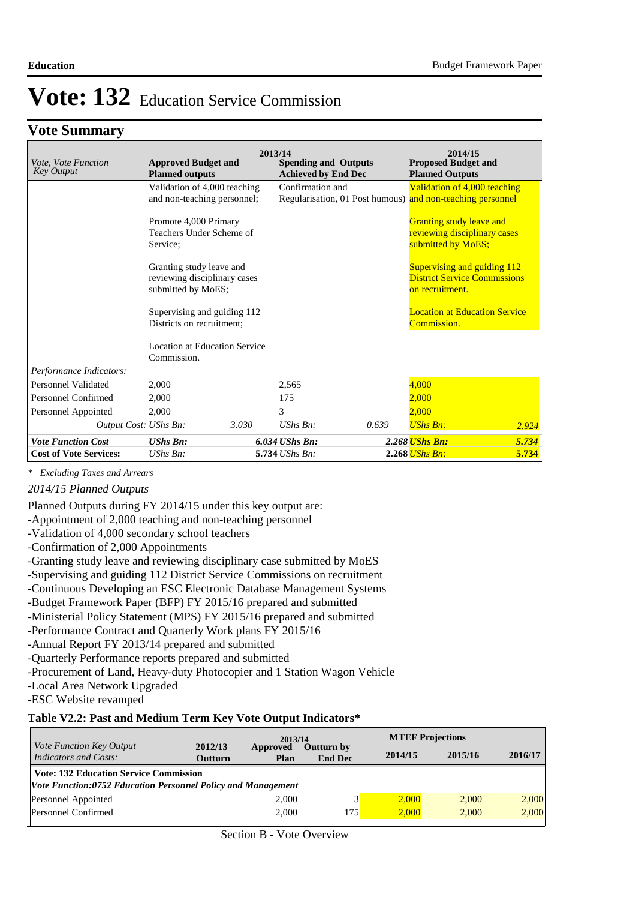# Vote: 132 Education Service Commission

## Vote Summary

| *Vote, Vote Function Key Output* | 2013/14 **Approved Budget and Planned outputs** | | **Spending and Outputs Achieved by End Dec** | | 2014/15 **Proposed Budget and Planned Outputs** | |
|---|---|---|---|---|---|---|
| | Validation of 4,000 teaching and non-teaching personnel;<br><br>Promote 4,000 Primary Teachers Under Scheme of Service;<br><br>Granting study leave and reviewing disciplinary cases submitted by MoES;<br><br>Supervising and guiding 112 Districts on recruitment;<br><br>Location at Education Service Commission. | | Confirmation and Regularisation, 01 Post humous) | | Validation of 4,000 teaching and non-teaching personnel<br><br>Granting study leave and reviewing disciplinary cases submitted by MoES;<br><br>Supervising and guiding 112 District Service Commissions on recruitment.<br><br>Location at Education Service Commission. | |
| *Performance Indicators:* | | | | | | |
| Personnel Validated | 2,000 | | 2,565 | | 4,000 | |
| Personnel Confirmed | 2,000 | | 175 | | 2,000 | |
| Personnel Appointed | 2,000 | | 3 | | 2,000 | |
| *Output Cost:* | *UShs Bn:* | *3.030* | *UShs Bn:* | *0.639* | *UShs Bn:* | *2.924* |
| ***Vote Function Cost*** | ***UShs Bn:*** | | ***6.034 UShs Bn:*** | ***2.268*** | ***UShs Bn:*** | ***5.734*** |
| **Cost of Vote Services:** | *UShs Bn:* | | **5.734** *UShs Bn:* | **2.268** | *UShs Bn:* | **5.734** |

*\* Excluding Taxes and Arrears*

*2014/15 Planned Outputs*

Planned Outputs during FY 2014/15 under this key output are:
-Appointment of 2,000 teaching and non-teaching personnel
-Validation of 4,000 secondary school teachers
-Confirmation of 2,000 Appointments
-Granting study leave and reviewing disciplinary case submitted by MoES
-Supervising and guiding 112 District Service Commissions on recruitment
-Continuous Developing an ESC Electronic Database Management Systems
-Budget Framework Paper (BFP) FY 2015/16 prepared and submitted
-Ministerial Policy Statement (MPS) FY 2015/16 prepared and submitted
-Performance Contract and Quarterly Work plans FY 2015/16
-Annual Report FY 2013/14 prepared and submitted
-Quarterly Performance reports prepared and submitted
-Procurement of Land, Heavy-duty Photocopier and 1 Station Wagon Vehicle
-Local Area Network Upgraded
-ESC Website revamped

### Table V2.2: Past and Medium Term Key Vote Output Indicators*

| *Vote Function Key Output Indicators and Costs:* | 2012/13 Outturn | 2013/14 Approved Plan | 2013/14 Outturn by End Dec | MTEF Projections 2014/15 | 2015/16 | 2016/17 |
|---|---|---|---|---|---|---|
| **Vote: 132 Education Service Commission** | | | | | | |
| ***Vote Function:0752 Education Personnel Policy and Management*** | | | | | | |
| Personnel Appointed | | 2,000 | 3 | 2,000 | 2,000 | 2,000 |
| Personnel Confirmed | | 2,000 | 175 | 2,000 | 2,000 | 2,000 |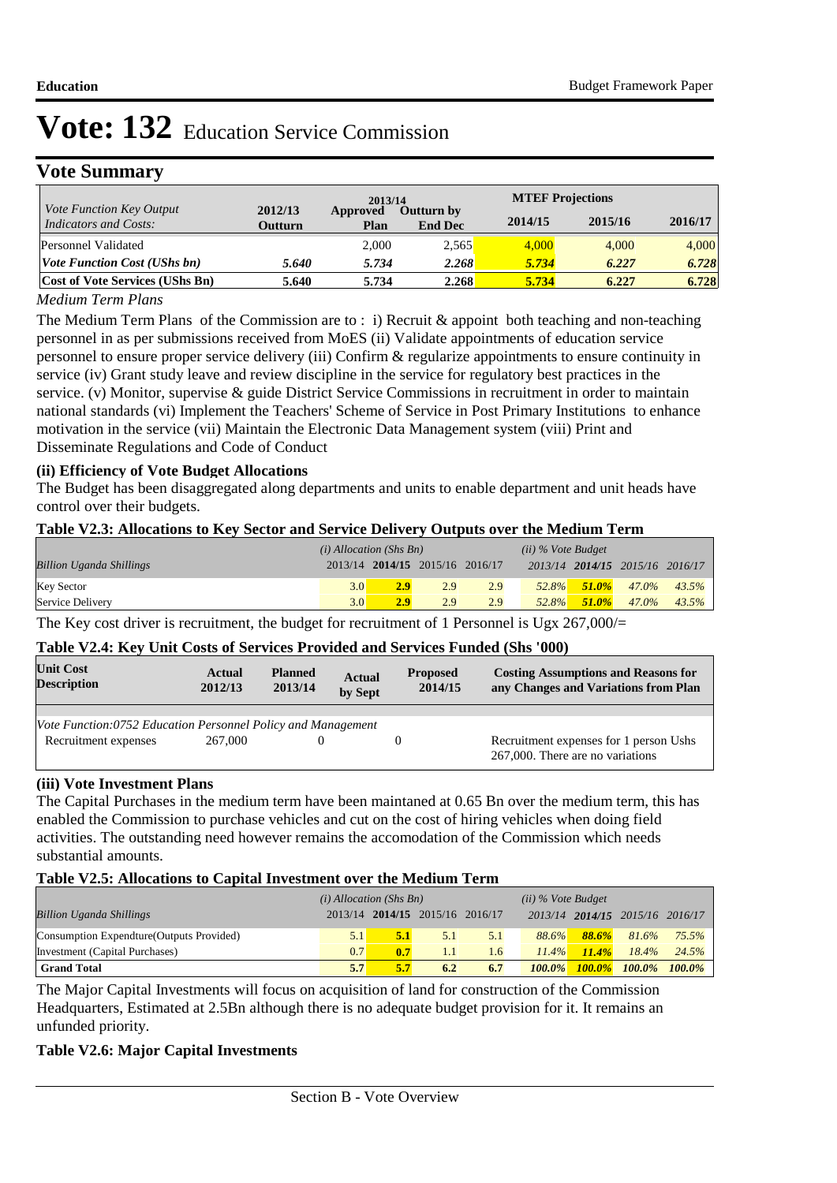# Vote: 132 Education Service Commission

## Vote Summary

| *Vote Function Key Output Indicators and Costs:* | 2012/13 Outturn | 2013/14 Approved Plan | 2013/14 Outturn by End Dec | MTEF Projections 2014/15 | 2015/16 | 2016/17 |
|---|---|---|---|---|---|---|
| Personnel Validated | | 2,000 | 2,565 | 4,000 | 4,000 | 4,000 |
| ***Vote Function Cost (UShs bn)*** | ***5.640*** | ***5.734*** | ***2.268*** | ***5.734*** | ***6.227*** | ***6.728*** |
| **Cost of Vote Services (UShs Bn)** | **5.640** | **5.734** | **2.268** | **5.734** | **6.227** | **6.728** |

*Medium Term Plans*

The Medium Term Plans of the Commission are to : i) Recruit & appoint both teaching and non-teaching personnel in as per submissions received from MoES (ii) Validate appointments of education service personnel to ensure proper service delivery (iii) Confirm & regularize appointments to ensure continuity in service (iv) Grant study leave and review discipline in the service for regulatory best practices in the service. (v) Monitor, supervise & guide District Service Commissions in recruitment in order to maintain national standards (vi) Implement the Teachers' Scheme of Service in Post Primary Institutions to enhance motivation in the service (vii) Maintain the Electronic Data Management system (viii) Print and Disseminate Regulations and Code of Conduct

### (ii) Efficiency of Vote Budget Allocations

The Budget has been disaggregated along departments and units to enable department and unit heads have control over their budgets.

**Table V2.3: Allocations to Key Sector and Service Delivery Outputs over the Medium Term**

| *Billion Uganda Shillings* | *(i) Allocation (Shs Bn)* 2013/14 | **2014/15** | 2015/16 | 2016/17 | *(ii) % Vote Budget* 2013/14 | **2014/15** | 2015/16 | 2016/17 |
|---|---|---|---|---|---|---|---|---|
| Key Sector | 3.0 | **2.9** | 2.9 | 2.9 | *52.8%* | ***51.0%*** | *47.0%* | *43.5%* |
| Service Delivery | 3.0 | **2.9** | 2.9 | 2.9 | *52.8%* | ***51.0%*** | *47.0%* | *43.5%* |

The Key cost driver is recruitment, the budget for recruitment of 1 Personnel is Ugx 267,000/=

**Table V2.4: Key Unit Costs of Services Provided and Services Funded (Shs '000)**

| Unit Cost Description | Actual 2012/13 | Planned 2013/14 | Actual by Sept | Proposed 2014/15 | Costing Assumptions and Reasons for any Changes and Variations from Plan |
|---|---|---|---|---|---|
| *Vote Function:0752 Education Personnel Policy and Management* | | | | | |
| Recruitment expenses | 267,000 | 0 | | 0 | Recruitment expenses for 1 person Ushs 267,000. There are no variations |

### (iii) Vote Investment Plans

The Capital Purchases in the medium term have been maintaned at 0.65 Bn over the medium term, this has enabled the Commission to purchase vehicles and cut on the cost of hiring vehicles when doing field activities. The outstanding need however remains the accomodation of the Commission which needs substantial amounts.

**Table V2.5: Allocations to Capital Investment over the Medium Term**

| *Billion Uganda Shillings* | *(i) Allocation (Shs Bn)* 2013/14 | **2014/15** | 2015/16 | 2016/17 | *(ii) % Vote Budget* 2013/14 | **2014/15** | 2015/16 | 2016/17 |
|---|---|---|---|---|---|---|---|---|
| Consumption Expendture(Outputs Provided) | 5.1 | **5.1** | 5.1 | 5.1 | *88.6%* | ***88.6%*** | *81.6%* | *75.5%* |
| Investment (Capital Purchases) | 0.7 | **0.7** | 1.1 | 1.6 | *11.4%* | ***11.4%*** | *18.4%* | *24.5%* |
| **Grand Total** | **5.7** | **5.7** | **6.2** | **6.7** | ***100.0%*** | ***100.0%*** | ***100.0%*** | ***100.0%*** |

The Major Capital Investments will focus on acquisition of land for construction of the Commission Headquarters, Estimated at 2.5Bn although there is no adequate budget provision for it. It remains an unfunded priority.

**Table V2.6: Major Capital Investments**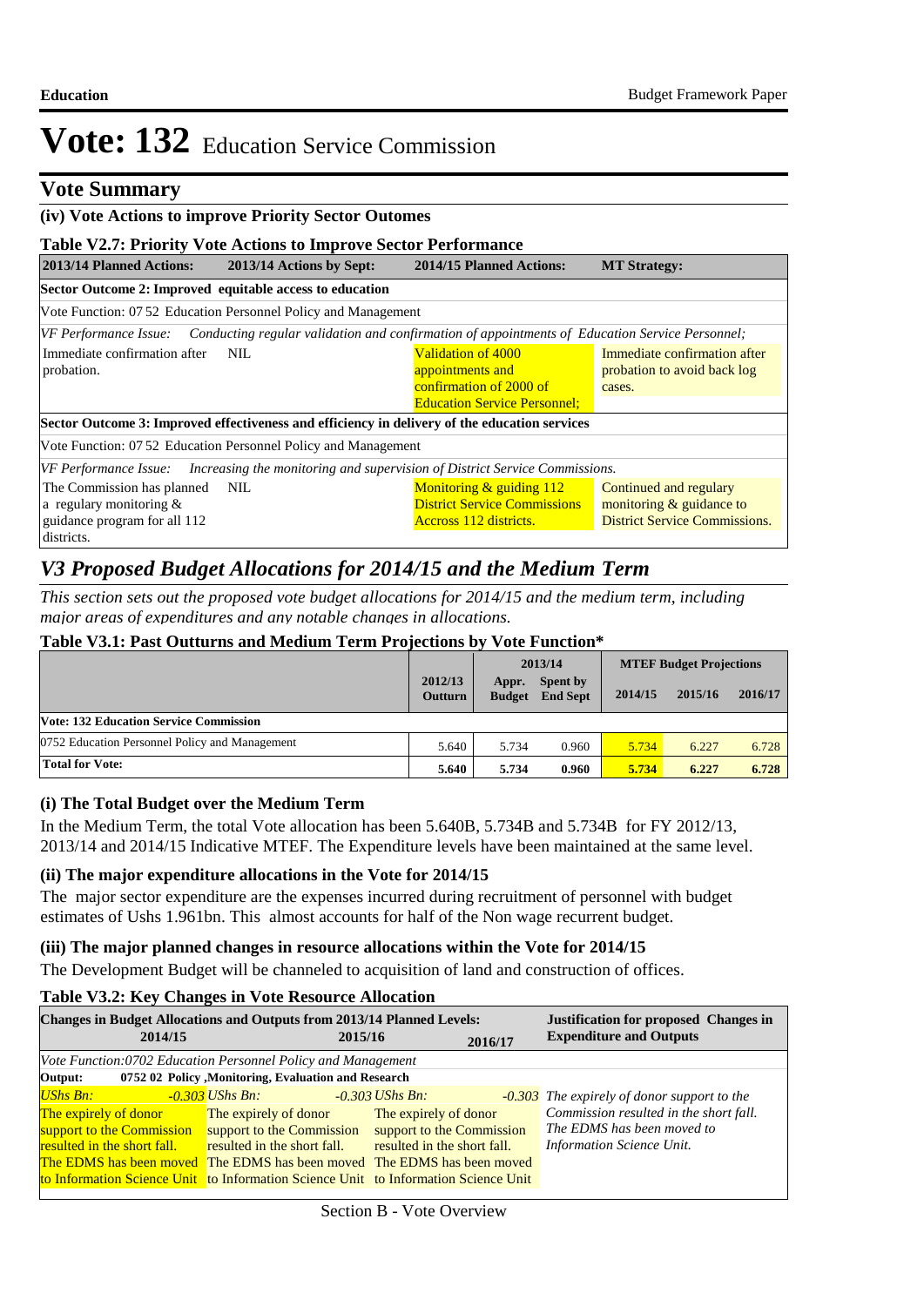# Vote: 132 Education Service Commission

## Vote Summary

### (iv) Vote Actions to improve Priority Sector Outomes

**Table V2.7: Priority Vote Actions to Improve Sector Performance**

| 2013/14 Planned Actions: | 2013/14 Actions by Sept: | 2014/15 Planned Actions: | MT Strategy: |
|---|---|---|---|
| **Sector Outcome 2: Improved equitable access to education** | | | |
| Vote Function: 07 52 Education Personnel Policy and Management | | | |
| *VF Performance Issue: Conducting regular validation and confirmation of appointments of Education Service Personnel;* | | | |
| Immediate confirmation after probation. | NIL | Validation of 4000 appointments and confirmation of 2000 of Education Service Personnel; | Immediate confirmation after probation to avoid back log cases. |
| **Sector Outcome 3: Improved effectiveness and efficiency in delivery of the education services** | | | |
| Vote Function: 07 52 Education Personnel Policy and Management | | | |
| *VF Performance Issue: Increasing the monitoring and supervision of District Service Commissions.* | | | |
| The Commission has planned a regulary monitoring & guidance program for all 112 districts. | NIL | Monitoring & guiding 112 District Service Commissions Accross 112 districts. | Continued and regulary monitoring & guidance to District Service Commissions. |

## *V3 Proposed Budget Allocations for 2014/15 and the Medium Term*

*This section sets out the proposed vote budget allocations for 2014/15 and the medium term, including major areas of expenditures and any notable changes in allocations.*

**Table V3.1: Past Outturns and Medium Term Projections by Vote Function\***

| | 2012/13 Outturn | 2013/14 Appr. Budget | 2013/14 Spent by End Sept | MTEF Budget Projections 2014/15 | 2015/16 | 2016/17 |
|---|---|---|---|---|---|---|
| **Vote: 132 Education Service Commission** | | | | | | |
| 0752 Education Personnel Policy and Management | 5.640 | 5.734 | 0.960 | 5.734 | 6.227 | 6.728 |
| **Total for Vote:** | **5.640** | **5.734** | **0.960** | **5.734** | **6.227** | **6.728** |

### (i) The Total Budget over the Medium Term

In the Medium Term, the total Vote allocation has been 5.640B, 5.734B and 5.734B for FY 2012/13, 2013/14 and 2014/15 Indicative MTEF. The Expenditure levels have been maintained at the same level.

### (ii) The major expenditure allocations in the Vote for 2014/15

The major sector expenditure are the expenses incurred during recruitment of personnel with budget estimates of Ushs 1.961bn. This almost accounts for half of the Non wage recurrent budget.

### (iii) The major planned changes in resource allocations within the Vote for 2014/15

The Development Budget will be channeled to acquisition of land and construction of offices.

**Table V3.2: Key Changes in Vote Resource Allocation**

| Changes in Budget Allocations and Outputs from 2013/14 Planned Levels: 2014/15 | 2015/16 | 2016/17 | Justification for proposed Changes in Expenditure and Outputs |
|---|---|---|---|
| *Vote Function:0702 Education Personnel Policy and Management* | | | |
| **Output: 0752 02 Policy ,Monitoring, Evaluation and Research** | | | |
| *UShs Bn: -0.303* | *UShs Bn: -0.303* | *UShs Bn: -0.303* | *The expirely of donor support to the Commission resulted in the short fall. The EDMS has been moved to Information Science Unit.* |
| The expirely of donor support to the Commission resulted in the short fall. The EDMS has been moved to Information Science Unit | The expirely of donor support to the Commission resulted in the short fall. The EDMS has been moved to Information Science Unit | The expirely of donor support to the Commission resulted in the short fall. The EDMS has been moved to Information Science Unit | |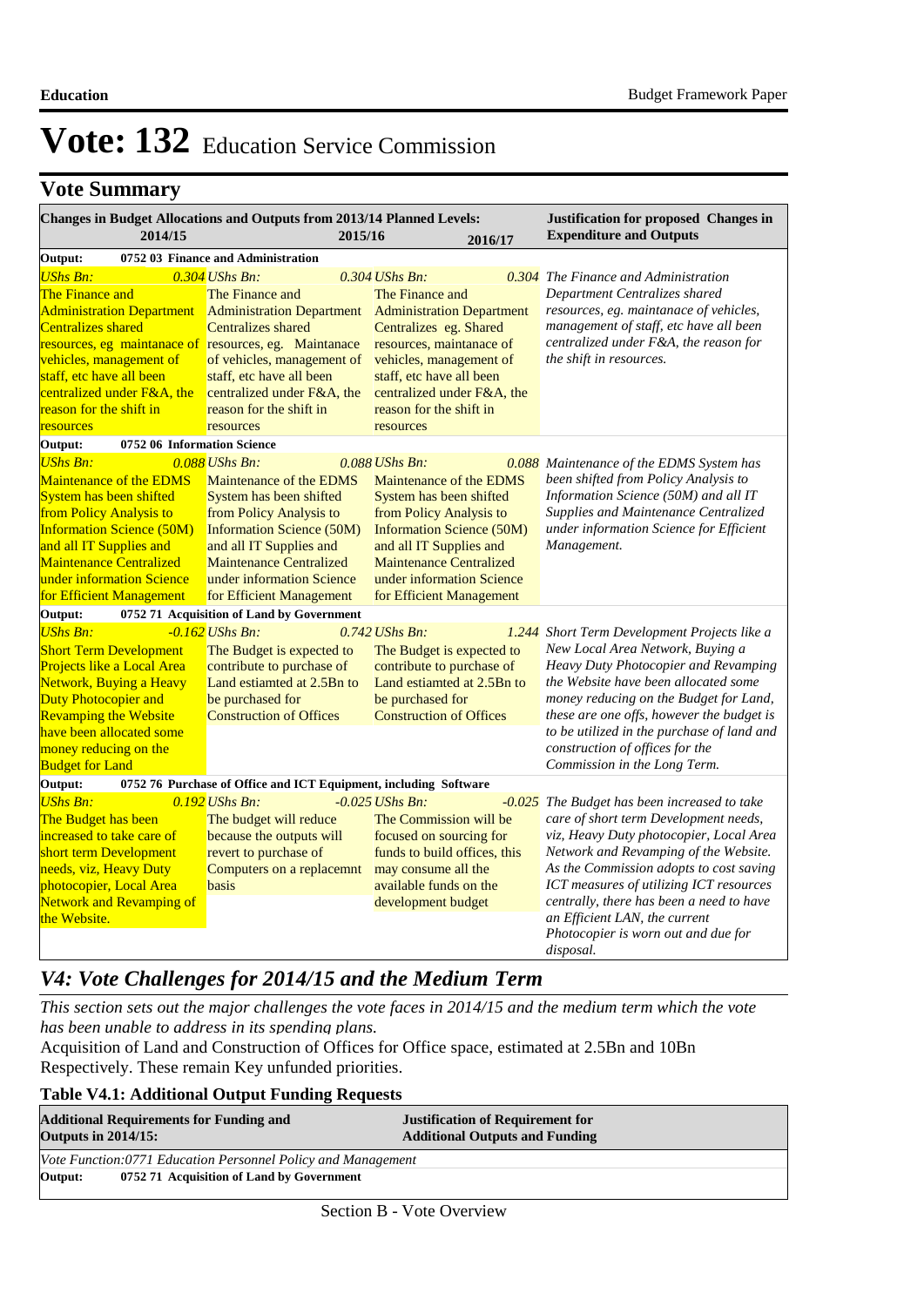# Vote: 132 Education Service Commission

## Vote Summary

| Changes in Budget Allocations and Outputs from 2013/14 Planned Levels: 2014/15 | 2015/16 | 2016/17 | Justification for proposed Changes in Expenditure and Outputs |
|---|---|---|---|
| **Output: 0752 03 Finance and Administration** | | | |
| *UShs Bn:* *0.304* | *UShs Bn:* *0.304* | *UShs Bn:* *0.304* | *The Finance and Administration Department Centralizes shared resources, eg. maintanace of vehicles, management of staff, etc have all been centralized under F&A, the reason for the shift in resources.* |
| The Finance and Administration Department Centralizes shared resources, eg maintanace of vehicles, management of staff, etc have all been centralized under F&A, the reason for the shift in resources | The Finance and Administration Department Centralizes shared resources, eg. Maintanace of vehicles, management of staff, etc have all been centralized under F&A, the reason for the shift in resources | The Finance and Administration Department Centralizes eg. Shared resources, maintanace of vehicles, management of staff, etc have all been centralized under F&A, the reason for the shift in resources | |
| **Output: 0752 06 Information Science** | | | |
| *UShs Bn:* *0.088* | *UShs Bn:* *0.088* | *UShs Bn:* *0.088* | *Maintenance of the EDMS System has been shifted from Policy Analysis to Information Science (50M) and all IT Supplies and Maintenance Centralized under information Science for Efficient Management.* |
| Maintenance of the EDMS System has been shifted from Policy Analysis to Information Science (50M) and all IT Supplies and Maintenance Centralized under information Science for Efficient Management | Maintenance of the EDMS System has been shifted from Policy Analysis to Information Science (50M) and all IT Supplies and Maintenance Centralized under information Science for Efficient Management | Maintenance of the EDMS System has been shifted from Policy Analysis to Information Science (50M) and all IT Supplies and Maintenance Centralized under information Science for Efficient Management | |
| **Output: 0752 71 Acquisition of Land by Government** | | | |
| *UShs Bn:* *-0.162* | *UShs Bn:* *0.742* | *UShs Bn:* *1.244* | *Short Term Development Projects like a New Local Area Network, Buying a Heavy Duty Photocopier and Revamping the Website have been allocated some money reducing on the Budget for Land, these are one offs, however the budget is to be utilized in the purchase of land and construction of offices for the Commission in the Long Term.* |
| Short Term Development Projects like a Local Area Network, Buying a Heavy Duty Photocopier and Revamping the Website have been allocated some money reducing on the Budget for Land | The Budget is expected to contribute to purchase of Land estiamted at 2.5Bn to be purchased for Construction of Offices | The Budget is expected to contribute to purchase of Land estiamted at 2.5Bn to be purchased for Construction of Offices | |
| **Output: 0752 76 Purchase of Office and ICT Equipment, including Software** | | | |
| *UShs Bn:* *0.192* | *UShs Bn:* *-0.025* | *UShs Bn:* *-0.025* | *The Budget has been increased to take care of short term Development needs, viz, Heavy Duty photocopier, Local Area Network and Revamping of the Website. As the Commission adopts to cost saving ICT measures of utilizing ICT resources centrally, there has been a need to have an Efficient LAN, the current Photocopier is worn out and due for disposal.* |
| The Budget has been increased to take care of short term Development needs, viz, Heavy Duty photocopier, Local Area Network and Revamping of the Website. | The budget will reduce because the outputs will revert to purchase of Computers on a replacemnt basis | The Commission will be focused on sourcing for funds to build offices, this may consume all the available funds on the development budget | |

## *V4: Vote Challenges for 2014/15 and the Medium Term*

*This section sets out the major challenges the vote faces in 2014/15 and the medium term which the vote has been unable to address in its spending plans.*

Acquisition of Land and Construction of Offices for Office space, estimated at 2.5Bn and 10Bn Respectively. These remain Key unfunded priorities.

### Table V4.1: Additional Output Funding Requests

| Additional Requirements for Funding and Outputs in 2014/15: | Justification of Requirement for Additional Outputs and Funding |
|---|---|
| *Vote Function:0771 Education Personnel Policy and Management* | |
| **Output: 0752 71 Acquisition of Land by Government** | |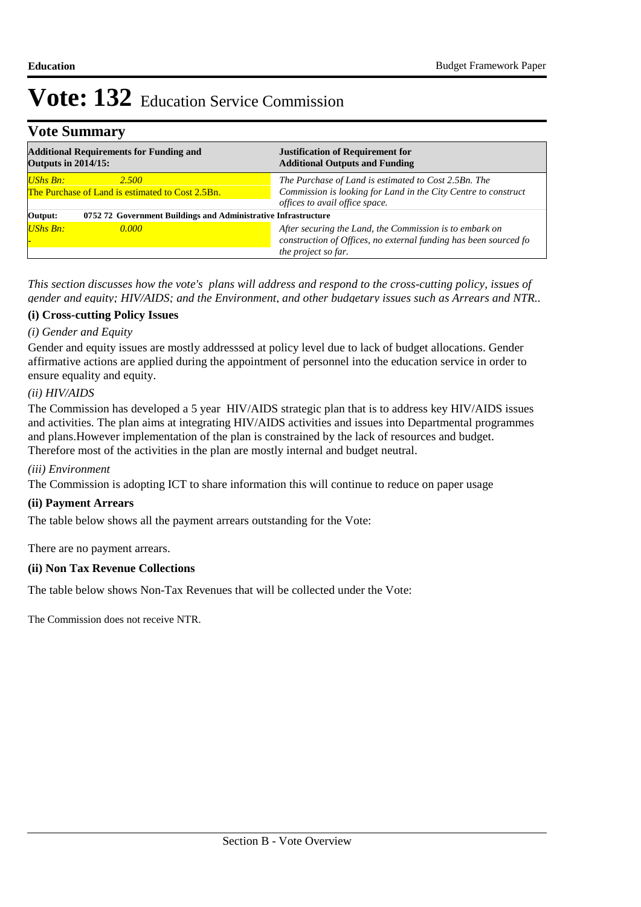# Vote: 132 Education Service Commission

## Vote Summary

| Additional Requirements for Funding and Outputs in 2014/15: | Justification of Requirement for Additional Outputs and Funding |
|---|---|
| *UShs Bn:* *2.500*<br>The Purchase of Land is estimated to Cost 2.5Bn. | *The Purchase of Land is estimated to Cost 2.5Bn. The Commission is looking for Land in the City Centre to construct offices to avail office space.* |
| **Output: 0752 72 Government Buildings and Administrative Infrastructure** | |
| *UShs Bn:* *0.000*<br>- | *After securing the Land, the Commission is to embark on construction of Offices, no external funding has been sourced fo the project so far.* |

*This section discusses how the vote's plans will address and respond to the cross-cutting policy, issues of gender and equity; HIV/AIDS; and the Environment, and other budgetary issues such as Arrears and NTR..*

### (i) Cross-cutting Policy Issues

*(i) Gender and Equity*

Gender and equity issues are mostly addresssed at policy level due to lack of budget allocations. Gender affirmative actions are applied during the appointment of personnel into the education service in order to ensure equality and equity.

*(ii) HIV/AIDS*

The Commission has developed a 5 year HIV/AIDS strategic plan that is to address key HIV/AIDS issues and activities. The plan aims at integrating HIV/AIDS activities and issues into Departmental programmes and plans.However implementation of the plan is constrained by the lack of resources and budget. Therefore most of the activities in the plan are mostly internal and budget neutral.

*(iii) Environment*

The Commission is adopting ICT to share information this will continue to reduce on paper usage

### (ii) Payment Arrears

The table below shows all the payment arrears outstanding for the Vote:

There are no payment arrears.

### (ii) Non Tax Revenue Collections

The table below shows Non-Tax Revenues that will be collected under the Vote:

The Commission does not receive NTR.